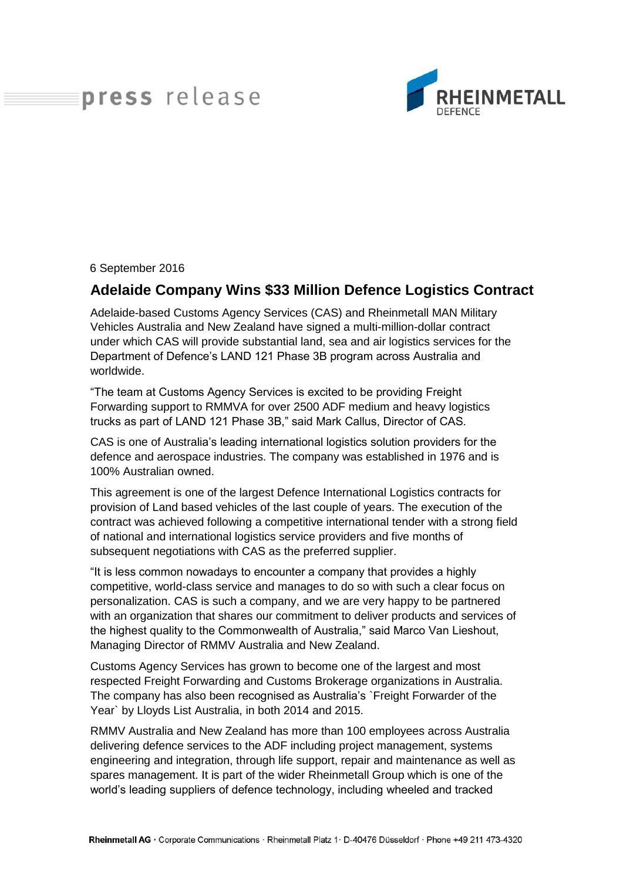press release

RHEINMETALL DEFENCE

6 September 2016

## Adelaide Company Wins $33 Million Defence Logistics Contract

Adelaide-based Customs Agency Services (CAS) and Rheinmetall MAN Military Vehicles Australia and New Zealand have signed a multi-million-dollar contract under which CAS will provide substantial land, sea and air logistics services for the Department of Defence's LAND 121 Phase 3B program across Australia and worldwide.

"The team at Customs Agency Services is excited to be providing Freight Forwarding support to RMMVA for over 2500 ADF medium and heavy logistics trucks as part of LAND 121 Phase 3B," said Mark Callus, Director of CAS.

CAS is one of Australia's leading international logistics solution providers for the defence and aerospace industries. The company was established in 1976 and is 100% Australian owned.

This agreement is one of the largest Defence International Logistics contracts for provision of Land based vehicles of the last couple of years. The execution of the contract was achieved following a competitive international tender with a strong field of national and international logistics service providers and five months of subsequent negotiations with CAS as the preferred supplier.

"It is less common nowadays to encounter a company that provides a highly competitive, world-class service and manages to do so with such a clear focus on personalization. CAS is such a company, and we are very happy to be partnered with an organization that shares our commitment to deliver products and services of the highest quality to the Commonwealth of Australia," said Marco Van Lieshout, Managing Director of RMMV Australia and New Zealand.

Customs Agency Services has grown to become one of the largest and most respected Freight Forwarding and Customs Brokerage organizations in Australia. The company has also been recognised as Australia's `Freight Forwarder of the Year` by Lloyds List Australia, in both 2014 and 2015.

RMMV Australia and New Zealand has more than 100 employees across Australia delivering defence services to the ADF including project management, systems engineering and integration, through life support, repair and maintenance as well as spares management. It is part of the wider Rheinmetall Group which is one of the world's leading suppliers of defence technology, including wheeled and tracked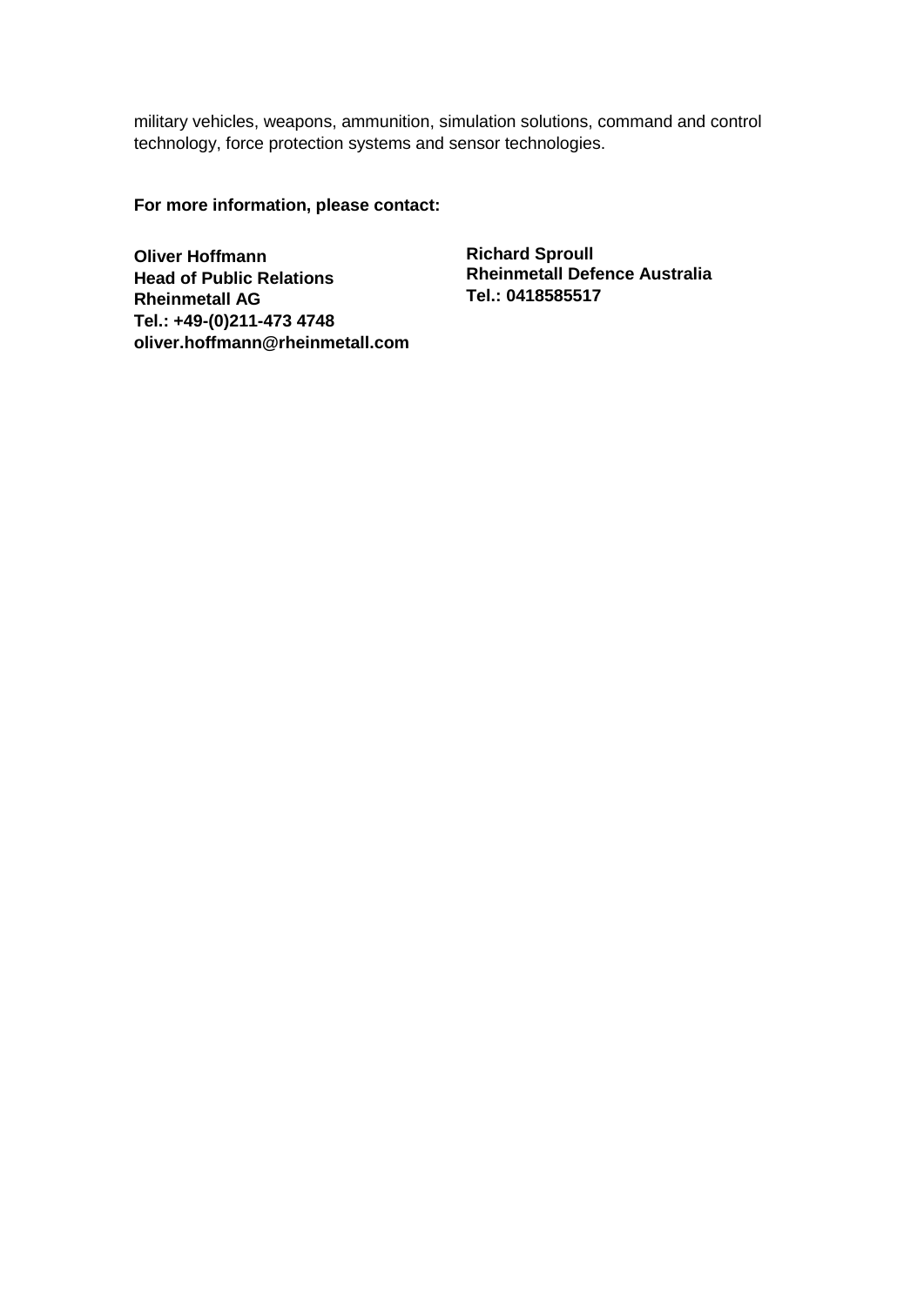military vehicles, weapons, ammunition, simulation solutions, command and control technology, force protection systems and sensor technologies.

**For more information, please contact:**

**Oliver Hoffmann**
**Head of Public Relations**
**Rheinmetall AG**
**Tel.: +49-(0)211-473 4748**
**oliver.hoffmann@rheinmetall.com**

**Richard Sproull**
**Rheinmetall Defence Australia**
**Tel.: 0418585517**